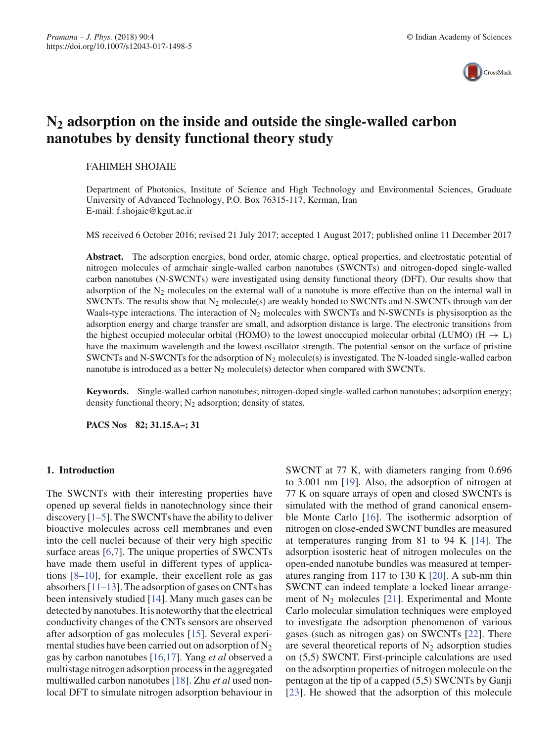# $N_2$ adsorption on the inside and outside the single-walled carbon nanotubes by density functional theory study

FAHIMEH SHOJAIE

Department of Photonics, Institute of Science and High Technology and Environmental Sciences, Graduate University of Advanced Technology, P.O. Box 76315-117, Kerman, Iran
E-mail: f.shojaie@kgut.ac.ir

MS received 6 October 2016; revised 21 July 2017; accepted 1 August 2017; published online 11 December 2017

**Abstract.** The adsorption energies, bond order, atomic charge, optical properties, and electrostatic potential of nitrogen molecules of armchair single-walled carbon nanotubes (SWCNTs) and nitrogen-doped single-walled carbon nanotubes (N-SWCNTs) were investigated using density functional theory (DFT). Our results show that adsorption of the $N_2$ molecules on the external wall of a nanotube is more effective than on the internal wall in SWCNTs. The results show that $N_2$ molecule(s) are weakly bonded to SWCNTs and N-SWCNTs through van der Waals-type interactions. The interaction of $N_2$ molecules with SWCNTs and N-SWCNTs is physisorption as the adsorption energy and charge transfer are small, and adsorption distance is large. The electronic transitions from the highest occupied molecular orbital (HOMO) to the lowest unoccupied molecular orbital (LUMO) ($H \rightarrow L$) have the maximum wavelength and the lowest oscillator strength. The potential sensor on the surface of pristine SWCNTs and N-SWCNTs for the adsorption of $N_2$ molecule(s) is investigated. The N-loaded single-walled carbon nanotube is introduced as a better $N_2$ molecule(s) detector when compared with SWCNTs.

**Keywords.** Single-walled carbon nanotubes; nitrogen-doped single-walled carbon nanotubes; adsorption energy; density functional theory; $N_2$ adsorption; density of states.

**PACS Nos** 82; 31.15.A–; 31

## 1. Introduction

The SWCNTs with their interesting properties have opened up several fields in nanotechnology since their discovery [1–5]. The SWCNTs have the ability to deliver bioactive molecules across cell membranes and even into the cell nuclei because of their very high specific surface areas [6,7]. The unique properties of SWCNTs have made them useful in different types of applications [8–10], for example, their excellent role as gas absorbers [11–13]. The adsorption of gases on CNTs has been intensively studied [14]. Many much gases can be detected by nanotubes. It is noteworthy that the electrical conductivity changes of the CNTs sensors are observed after adsorption of gas molecules [15]. Several experimental studies have been carried out on adsorption of $N_2$ gas by carbon nanotubes [16,17]. Yang *et al* observed a multistage nitrogen adsorption process in the aggregated multiwalled carbon nanotubes [18]. Zhu *et al* used non-local DFT to simulate nitrogen adsorption behaviour in SWCNT at 77 K, with diameters ranging from 0.696 to 3.001 nm [19]. Also, the adsorption of nitrogen at 77 K on square arrays of open and closed SWCNTs is simulated with the method of grand canonical ensemble Monte Carlo [16]. The isothermic adsorption of nitrogen on close-ended SWCNT bundles are measured at temperatures ranging from 81 to 94 K [14]. The adsorption isosteric heat of nitrogen molecules on the open-ended nanotube bundles was measured at temperatures ranging from 117 to 130 K [20]. A sub-nm thin SWCNT can indeed template a locked linear arrangement of $N_2$ molecules [21]. Experimental and Monte Carlo molecular simulation techniques were employed to investigate the adsorption phenomenon of various gases (such as nitrogen gas) on SWCNTs [22]. There are several theoretical reports of $N_2$ adsorption studies on (5,5) SWCNT. First-principle calculations are used on the adsorption properties of nitrogen molecule on the pentagon at the tip of a capped (5,5) SWCNTs by Ganji [23]. He showed that the adsorption of this molecule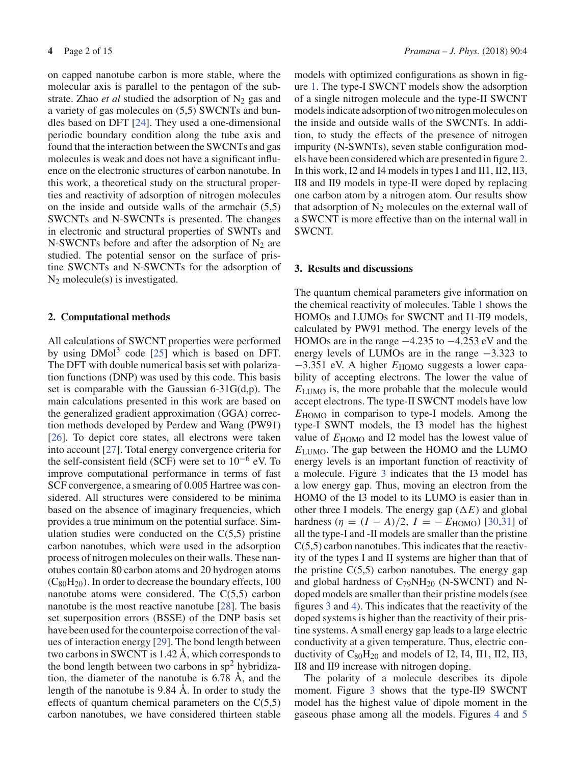on capped nanotube carbon is more stable, where the molecular axis is parallel to the pentagon of the substrate. Zhao *et al* studied the adsorption of $N_2$ gas and a variety of gas molecules on (5,5) SWCNTs and bundles based on DFT [24]. They used a one-dimensional periodic boundary condition along the tube axis and found that the interaction between the SWCNTs and gas molecules is weak and does not have a significant influence on the electronic structures of carbon nanotube. In this work, a theoretical study on the structural properties and reactivity of adsorption of nitrogen molecules on the inside and outside walls of the armchair (5,5) SWCNTs and N-SWCNTs is presented. The changes in electronic and structural properties of SWNTs and N-SWCNTs before and after the adsorption of $N_2$ are studied. The potential sensor on the surface of pristine SWCNTs and N-SWCNTs for the adsorption of $N_2$ molecule(s) is investigated.

## 2. Computational methods

All calculations of SWCNT properties were performed by using DMol$^3$ code [25] which is based on DFT. The DFT with double numerical basis set with polarization functions (DNP) was used by this code. This basis set is comparable with the Gaussian 6-31G(d,p). The main calculations presented in this work are based on the generalized gradient approximation (GGA) correction methods developed by Perdew and Wang (PW91) [26]. To depict core states, all electrons were taken into account [27]. Total energy convergence criteria for the self-consistent field (SCF) were set to $10^{-6}$ eV. To improve computational performance in terms of fast SCF convergence, a smearing of 0.005 Hartree was considered. All structures were considered to be minima based on the absence of imaginary frequencies, which provides a true minimum on the potential surface. Simulation studies were conducted on the C(5,5) pristine carbon nanotubes, which were used in the adsorption process of nitrogen molecules on their walls. These nanotubes contain 80 carbon atoms and 20 hydrogen atoms ($C_{80}H_{20}$). In order to decrease the boundary effects, 100 nanotube atoms were considered. The C(5,5) carbon nanotube is the most reactive nanotube [28]. The basis set superposition errors (BSSE) of the DNP basis set have been used for the counterpoise correction of the values of interaction energy [29]. The bond length between two carbons in SWCNT is 1.42 Å, which corresponds to the bond length between two carbons in sp$^2$ hybridization, the diameter of the nanotube is 6.78 Å, and the length of the nanotube is 9.84 Å. In order to study the effects of quantum chemical parameters on the C(5,5) carbon nanotubes, we have considered thirteen stable models with optimized configurations as shown in figure 1. The type-I SWCNT models show the adsorption of a single nitrogen molecule and the type-II SWCNT models indicate adsorption of two nitrogen molecules on the inside and outside walls of the SWCNTs. In addition, to study the effects of the presence of nitrogen impurity (N-SWNTs), seven stable configuration models have been considered which are presented in figure 2. In this work, I2 and I4 models in types I and II1, II2, II3, II8 and II9 models in type-II were doped by replacing one carbon atom by a nitrogen atom. Our results show that adsorption of $N_2$ molecules on the external wall of a SWCNT is more effective than on the internal wall in SWCNT.

## 3. Results and discussions

The quantum chemical parameters give information on the chemical reactivity of molecules. Table 1 shows the HOMOs and LUMOs for SWCNT and I1-II9 models, calculated by PW91 method. The energy levels of the HOMOs are in the range −4.235 to −4.253 eV and the energy levels of LUMOs are in the range −3.323 to −3.351 eV. A higher $E_{\mathrm{HOMO}}$ suggests a lower capability of accepting electrons. The lower the value of $E_{\mathrm{LUMO}}$ is, the more probable that the molecule would accept electrons. The type-II SWCNT models have low $E_{\mathrm{HOMO}}$ in comparison to type-I models. Among the type-I SWNT models, the I3 model has the highest value of $E_{\mathrm{HOMO}}$ and I2 model has the lowest value of $E_{\mathrm{LUMO}}$. The gap between the HOMO and the LUMO energy levels is an important function of reactivity of a molecule. Figure 3 indicates that the I3 model has a low energy gap. Thus, moving an electron from the HOMO of the I3 model to its LUMO is easier than in other three I models. The energy gap ($\Delta E$) and global hardness ($\eta = (I - A)/2$, $I = -E_{\mathrm{HOMO}}$) [30,31] of all the type-I and -II models are smaller than the pristine C(5,5) carbon nanotubes. This indicates that the reactivity of the types I and II systems are higher than that of the pristine C(5,5) carbon nanotubes. The energy gap and global hardness of $C_{79}NH_{20}$ (N-SWCNT) and N-doped models are smaller than their pristine models (see figures 3 and 4). This indicates that the reactivity of the doped systems is higher than the reactivity of their pristine systems. A small energy gap leads to a large electric conductivity at a given temperature. Thus, electric conductivity of $C_{80}H_{20}$ and models of I2, I4, II1, II2, II3, II8 and II9 increase with nitrogen doping.

The polarity of a molecule describes its dipole moment. Figure 3 shows that the type-II9 SWCNT model has the highest value of dipole moment in the gaseous phase among all the models. Figures 4 and 5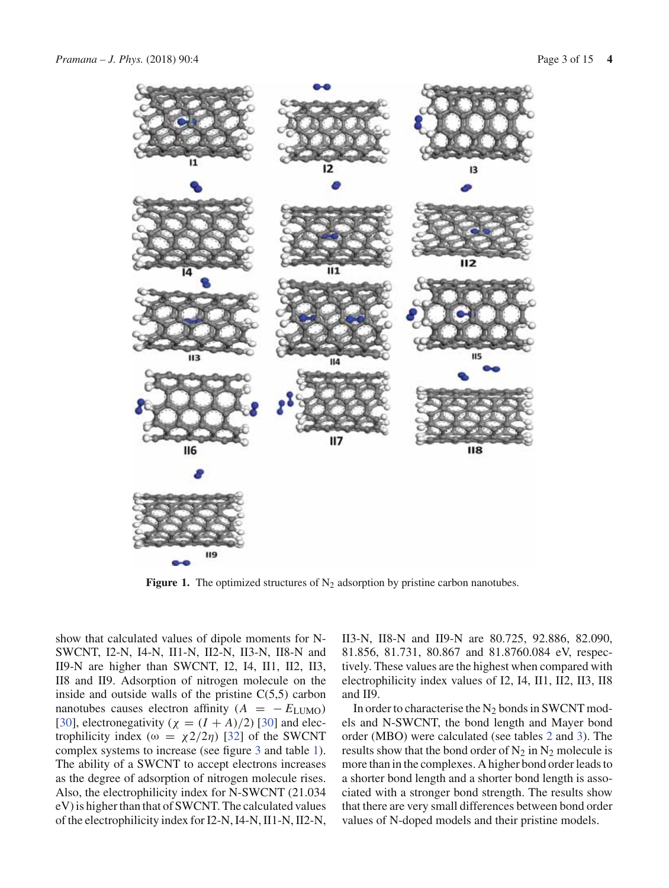**Figure 1.** The optimized structures of $N_2$ adsorption by pristine carbon nanotubes.

show that calculated values of dipole moments for N-SWCNT, I2-N, I4-N, II1-N, II2-N, II3-N, II8-N and II9-N are higher than SWCNT, I2, I4, II1, II2, II3, II8 and II9. Adsorption of nitrogen molecule on the inside and outside walls of the pristine C(5,5) carbon nanotubes causes electron affinity ($A = -E_{\text{LUMO}}$) [30], electronegativity ($\chi = (I + A)/2$) [30] and electrophilicity index ($\omega = \chi 2/2\eta$) [32] of the SWCNT complex systems to increase (see figure 3 and table 1). The ability of a SWCNT to accept electrons increases as the degree of adsorption of nitrogen molecule rises. Also, the electrophilicity index for N-SWCNT (21.034 eV) is higher than that of SWCNT. The calculated values of the electrophilicity index for I2-N, I4-N, II1-N, II2-N, II3-N, II8-N and II9-N are 80.725, 92.886, 82.090, 81.856, 81.731, 80.867 and 81.8760.084 eV, respectively. These values are the highest when compared with electrophilicity index values of I2, I4, II1, II2, II3, II8 and II9.

In order to characterise the $N_2$ bonds in SWCNT models and N-SWCNT, the bond length and Mayer bond order (MBO) were calculated (see tables 2 and 3). The results show that the bond order of $N_2$ in $N_2$ molecule is more than in the complexes. A higher bond order leads to a shorter bond length and a shorter bond length is associated with a stronger bond strength. The results show that there are very small differences between bond order values of N-doped models and their pristine models.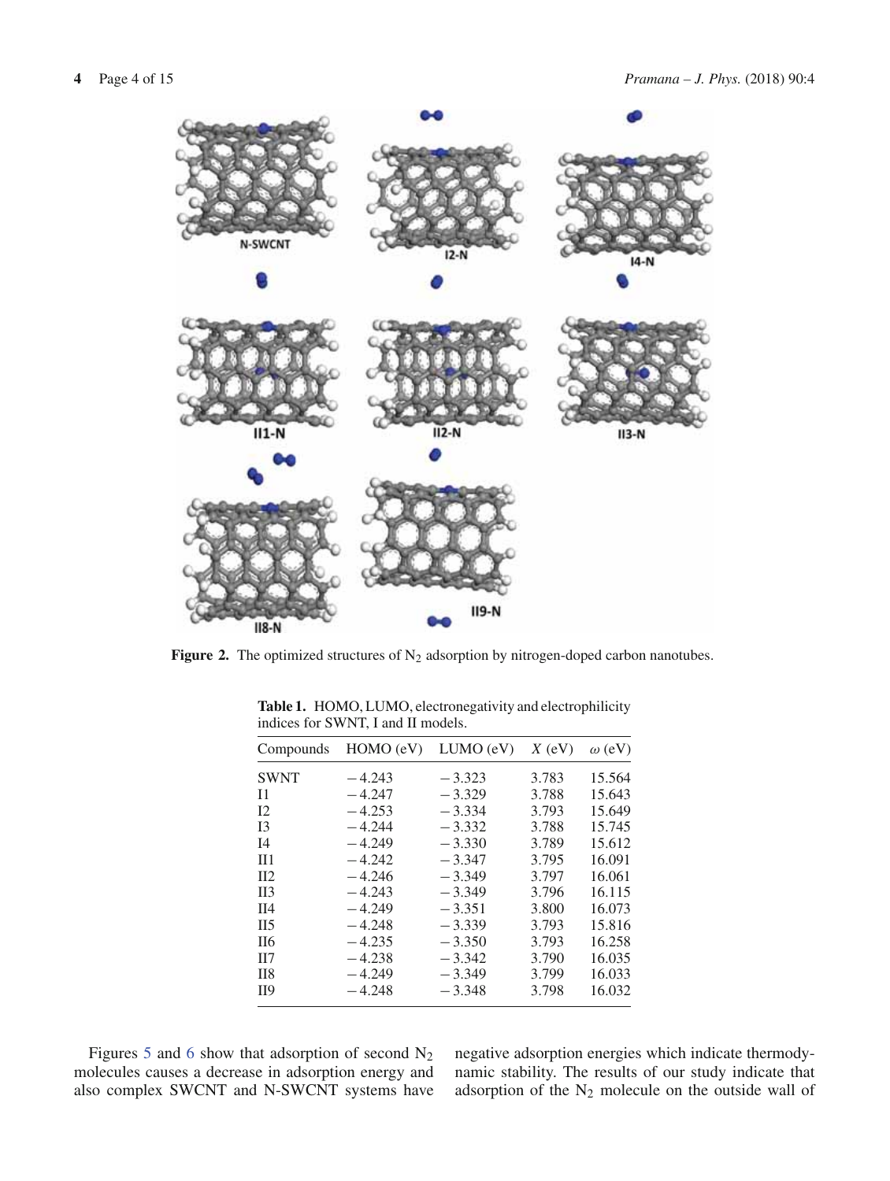**Figure 2.** The optimized structures of $N_2$ adsorption by nitrogen-doped carbon nanotubes.

**Table 1.** HOMO, LUMO, electronegativity and electrophilicity indices for SWNT, I and II models.

| Compounds | HOMO (eV) | LUMO (eV) | $X$ (eV) | $\omega$ (eV) |
|---|---|---|---|---|
| SWNT | −4.243 | −3.323 | 3.783 | 15.564 |
| I1 | −4.247 | −3.329 | 3.788 | 15.643 |
| I2 | −4.253 | −3.334 | 3.793 | 15.649 |
| I3 | −4.244 | −3.332 | 3.788 | 15.745 |
| I4 | −4.249 | −3.330 | 3.789 | 15.612 |
| II1 | −4.242 | −3.347 | 3.795 | 16.091 |
| II2 | −4.246 | −3.349 | 3.797 | 16.061 |
| II3 | −4.243 | −3.349 | 3.796 | 16.115 |
| II4 | −4.249 | −3.351 | 3.800 | 16.073 |
| II5 | −4.248 | −3.339 | 3.793 | 15.816 |
| II6 | −4.235 | −3.350 | 3.793 | 16.258 |
| II7 | −4.238 | −3.342 | 3.790 | 16.035 |
| II8 | −4.249 | −3.349 | 3.799 | 16.033 |
| II9 | −4.248 | −3.348 | 3.798 | 16.032 |

Figures 5 and 6 show that adsorption of second $N_2$ molecules causes a decrease in adsorption energy and also complex SWCNT and N-SWCNT systems have negative adsorption energies which indicate thermodynamic stability. The results of our study indicate that adsorption of the $N_2$ molecule on the outside wall of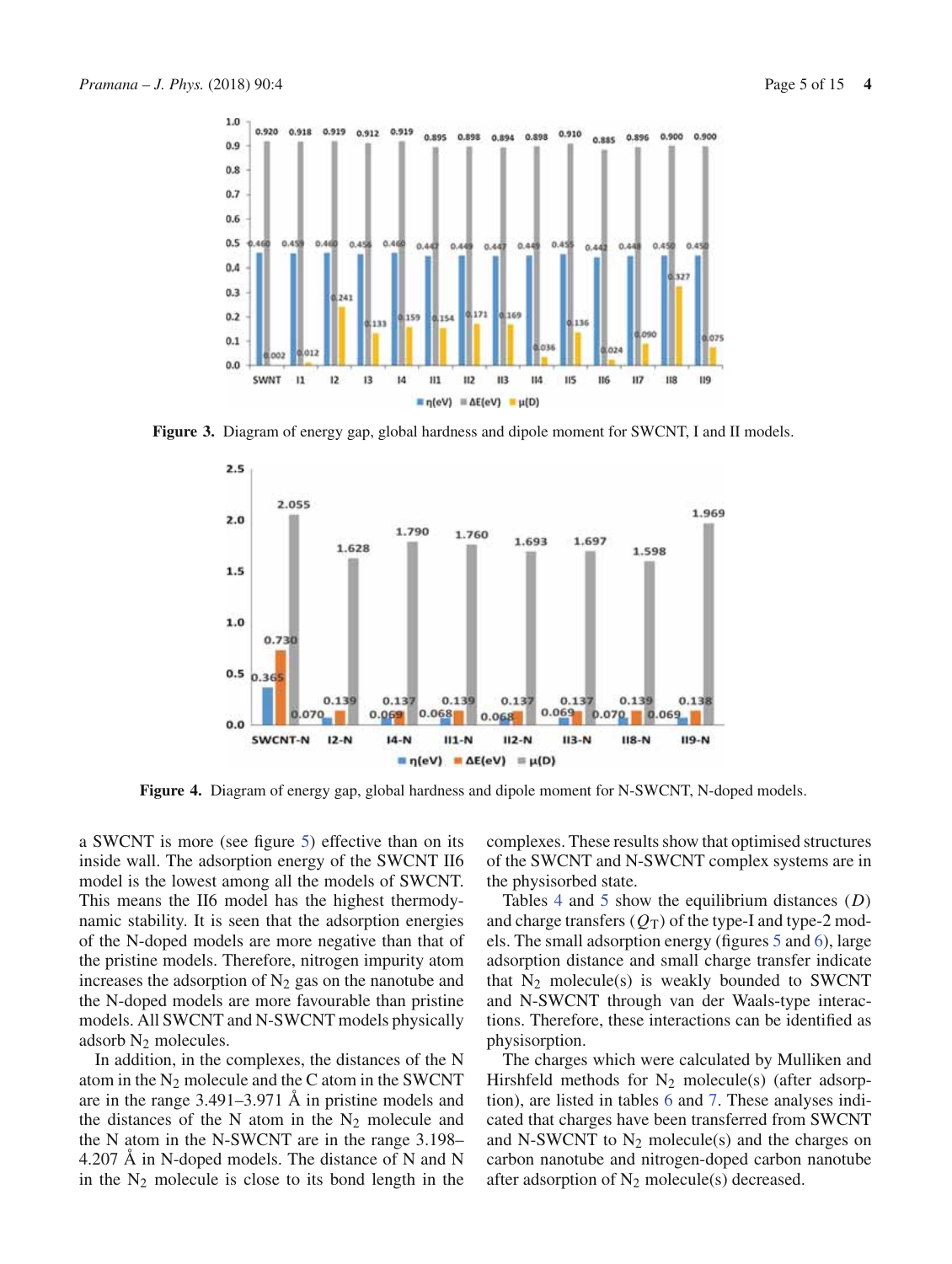**Figure 3.** Diagram of energy gap, global hardness and dipole moment for SWCNT, I and II models.

**Figure 4.** Diagram of energy gap, global hardness and dipole moment for N-SWCNT, N-doped models.

a SWCNT is more (see figure 5) effective than on its inside wall. The adsorption energy of the SWCNT II6 model is the lowest among all the models of SWCNT. This means the II6 model has the highest thermodynamic stability. It is seen that the adsorption energies of the N-doped models are more negative than that of the pristine models. Therefore, nitrogen impurity atom increases the adsorption of $N_2$ gas on the nanotube and the N-doped models are more favourable than pristine models. All SWCNT and N-SWCNT models physically adsorb $N_2$ molecules.

In addition, in the complexes, the distances of the N atom in the $N_2$ molecule and the C atom in the SWCNT are in the range 3.491–3.971 Å in pristine models and the distances of the N atom in the $N_2$ molecule and the N atom in the N-SWCNT are in the range 3.198–4.207 Å in N-doped models. The distance of N and N in the $N_2$ molecule is close to its bond length in the complexes. These results show that optimised structures of the SWCNT and N-SWCNT complex systems are in the physisorbed state.

Tables 4 and 5 show the equilibrium distances ($D$) and charge transfers ($Q_T$) of the type-I and type-2 models. The small adsorption energy (figures 5 and 6), large adsorption distance and small charge transfer indicate that $N_2$ molecule(s) is weakly bounded to SWCNT and N-SWCNT through van der Waals-type interactions. Therefore, these interactions can be identified as physisorption.

The charges which were calculated by Mulliken and Hirshfeld methods for $N_2$ molecule(s) (after adsorption), are listed in tables 6 and 7. These analyses indicated that charges have been transferred from SWCNT and N-SWCNT to $N_2$ molecule(s) and the charges on carbon nanotube and nitrogen-doped carbon nanotube after adsorption of $N_2$ molecule(s) decreased.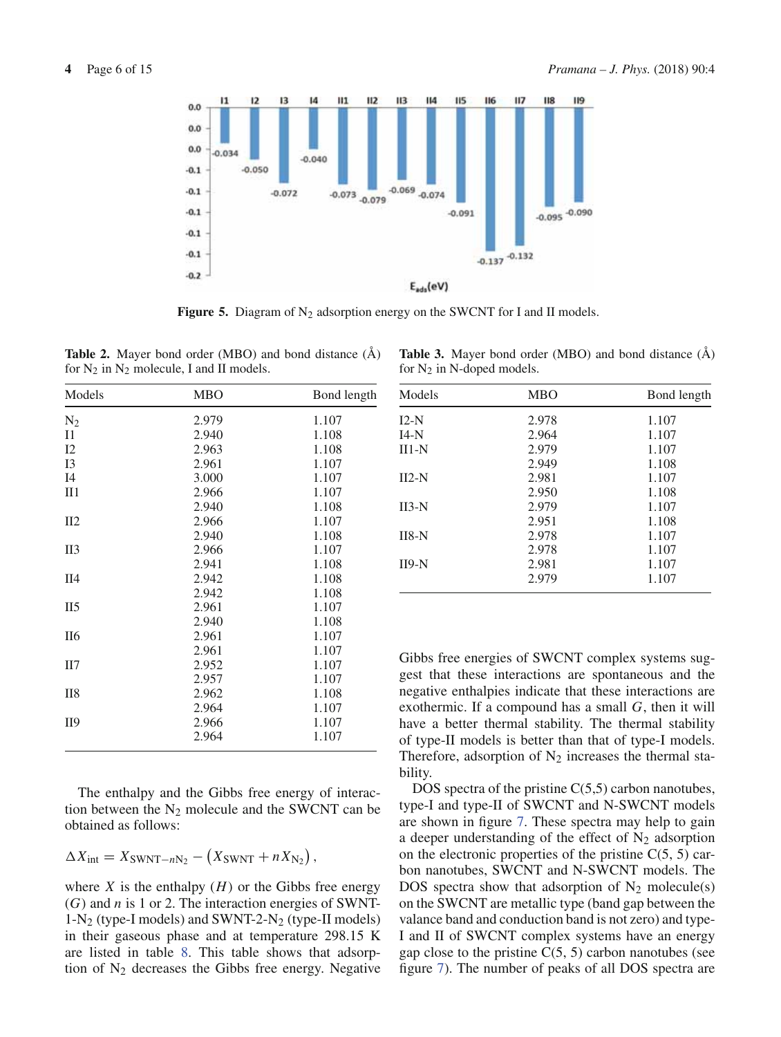**Figure 5.** Diagram of $N_2$ adsorption energy on the SWCNT for I and II models.

**Table 2.** Mayer bond order (MBO) and bond distance (Å) for $N_2$ in $N_2$ molecule, I and II models.

| Models | MBO | Bond length |
|---|---|---|
| $N_2$ | 2.979 | 1.107 |
| I1 | 2.940 | 1.108 |
| I2 | 2.963 | 1.108 |
| I3 | 2.961 | 1.107 |
| I4 | 3.000 | 1.107 |
| II1 | 2.966 | 1.107 |
| | 2.940 | 1.108 |
| II2 | 2.966 | 1.107 |
| | 2.940 | 1.108 |
| II3 | 2.966 | 1.107 |
| | 2.941 | 1.108 |
| II4 | 2.942 | 1.108 |
| | 2.942 | 1.108 |
| II5 | 2.961 | 1.107 |
| | 2.940 | 1.108 |
| II6 | 2.961 | 1.107 |
| | 2.961 | 1.107 |
| II7 | 2.952 | 1.107 |
| | 2.957 | 1.107 |
| II8 | 2.962 | 1.108 |
| | 2.964 | 1.107 |
| II9 | 2.966 | 1.107 |
| | 2.964 | 1.107 |

**Table 3.** Mayer bond order (MBO) and bond distance (Å) for $N_2$ in N-doped models.

| Models | MBO | Bond length |
|---|---|---|
| I2-N | 2.978 | 1.107 |
| I4-N | 2.964 | 1.107 |
| II1-N | 2.979 | 1.107 |
| | 2.949 | 1.108 |
| II2-N | 2.981 | 1.107 |
| | 2.950 | 1.108 |
| II3-N | 2.979 | 1.107 |
| | 2.951 | 1.108 |
| II8-N | 2.978 | 1.107 |
| | 2.978 | 1.107 |
| II9-N | 2.981 | 1.107 |
| | 2.979 | 1.107 |

The enthalpy and the Gibbs free energy of interaction between the $N_2$ molecule and the SWCNT can be obtained as follows:

$$\Delta X_{\text{int}} = X_{\text{SWNT}-nN_2} - \left(X_{\text{SWNT}} + nX_{N_2}\right),$$

where $X$ is the enthalpy ($H$) or the Gibbs free energy ($G$) and $n$ is 1 or 2. The interaction energies of SWNT-1-$N_2$ (type-I models) and SWNT-2-$N_2$ (type-II models) in their gaseous phase and at temperature 298.15 K are listed in table 8. This table shows that adsorption of $N_2$ decreases the Gibbs free energy. Negative Gibbs free energies of SWCNT complex systems suggest that these interactions are spontaneous and the negative enthalpies indicate that these interactions are exothermic. If a compound has a small $G$, then it will have a better thermal stability. The thermal stability of type-II models is better than that of type-I models. Therefore, adsorption of $N_2$ increases the thermal stability.

DOS spectra of the pristine C(5,5) carbon nanotubes, type-I and type-II of SWCNT and N-SWCNT models are shown in figure 7. These spectra may help to gain a deeper understanding of the effect of $N_2$ adsorption on the electronic properties of the pristine C(5, 5) carbon nanotubes, SWCNT and N-SWCNT models. The DOS spectra show that adsorption of $N_2$ molecule(s) on the SWCNT are metallic type (band gap between the valance band and conduction band is not zero) and type-I and II of SWCNT complex systems have an energy gap close to the pristine C(5, 5) carbon nanotubes (see figure 7). The number of peaks of all DOS spectra are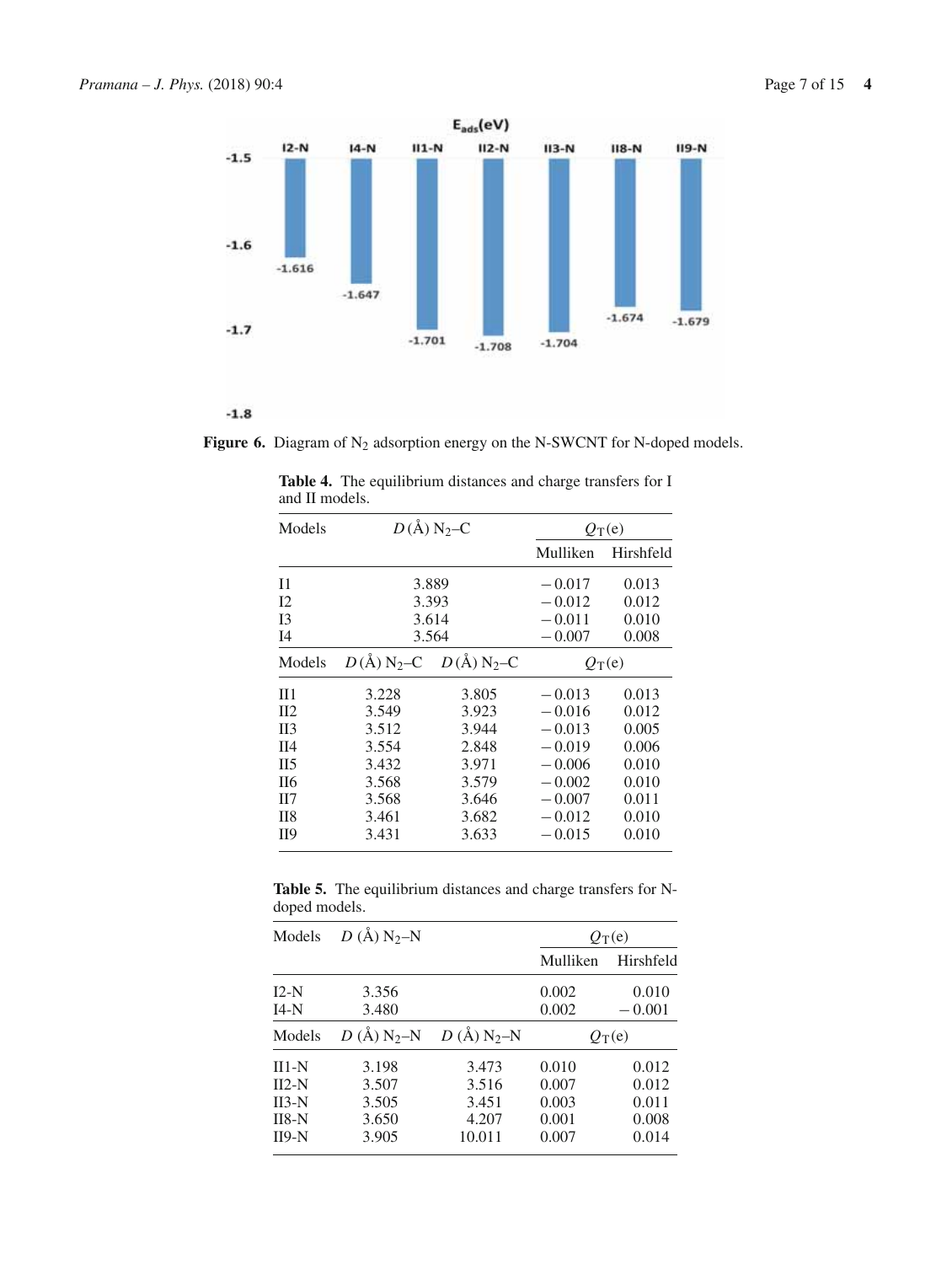**Figure 6.** Diagram of $N_2$ adsorption energy on the N-SWCNT for N-doped models.

**Table 4.** The equilibrium distances and charge transfers for I and II models.

| Models | $D$ (Å) $N_2$–C | | $Q_T$(e) Mulliken | $Q_T$(e) Hirshfeld |
|---|---|---|---|---|
| I1 | 3.889 | | −0.017 | 0.013 |
| I2 | 3.393 | | −0.012 | 0.012 |
| I3 | 3.614 | | −0.011 | 0.010 |
| I4 | 3.564 | | −0.007 | 0.008 |
| **Models** | **$D$ (Å) $N_2$–C** | **$D$ (Å) $N_2$–C** | **$Q_T$(e)** | |
| II1 | 3.228 | 3.805 | −0.013 | 0.013 |
| II2 | 3.549 | 3.923 | −0.016 | 0.012 |
| II3 | 3.512 | 3.944 | −0.013 | 0.005 |
| II4 | 3.554 | 2.848 | −0.019 | 0.006 |
| II5 | 3.432 | 3.971 | −0.006 | 0.010 |
| II6 | 3.568 | 3.579 | −0.002 | 0.010 |
| II7 | 3.568 | 3.646 | −0.007 | 0.011 |
| II8 | 3.461 | 3.682 | −0.012 | 0.010 |
| II9 | 3.431 | 3.633 | −0.015 | 0.010 |

**Table 5.** The equilibrium distances and charge transfers for N-doped models.

| Models | $D$ (Å) $N_2$–N | | $Q_T$(e) Mulliken | $Q_T$(e) Hirshfeld |
|---|---|---|---|---|
| I2-N | 3.356 | | 0.002 | 0.010 |
| I4-N | 3.480 | | 0.002 | −0.001 |
| **Models** | **$D$ (Å) $N_2$–N** | **$D$ (Å) $N_2$–N** | **$Q_T$(e)** | |
| II1-N | 3.198 | 3.473 | 0.010 | 0.012 |
| II2-N | 3.507 | 3.516 | 0.007 | 0.012 |
| II3-N | 3.505 | 3.451 | 0.003 | 0.011 |
| II8-N | 3.650 | 4.207 | 0.001 | 0.008 |
| II9-N | 3.905 | 10.011 | 0.007 | 0.014 |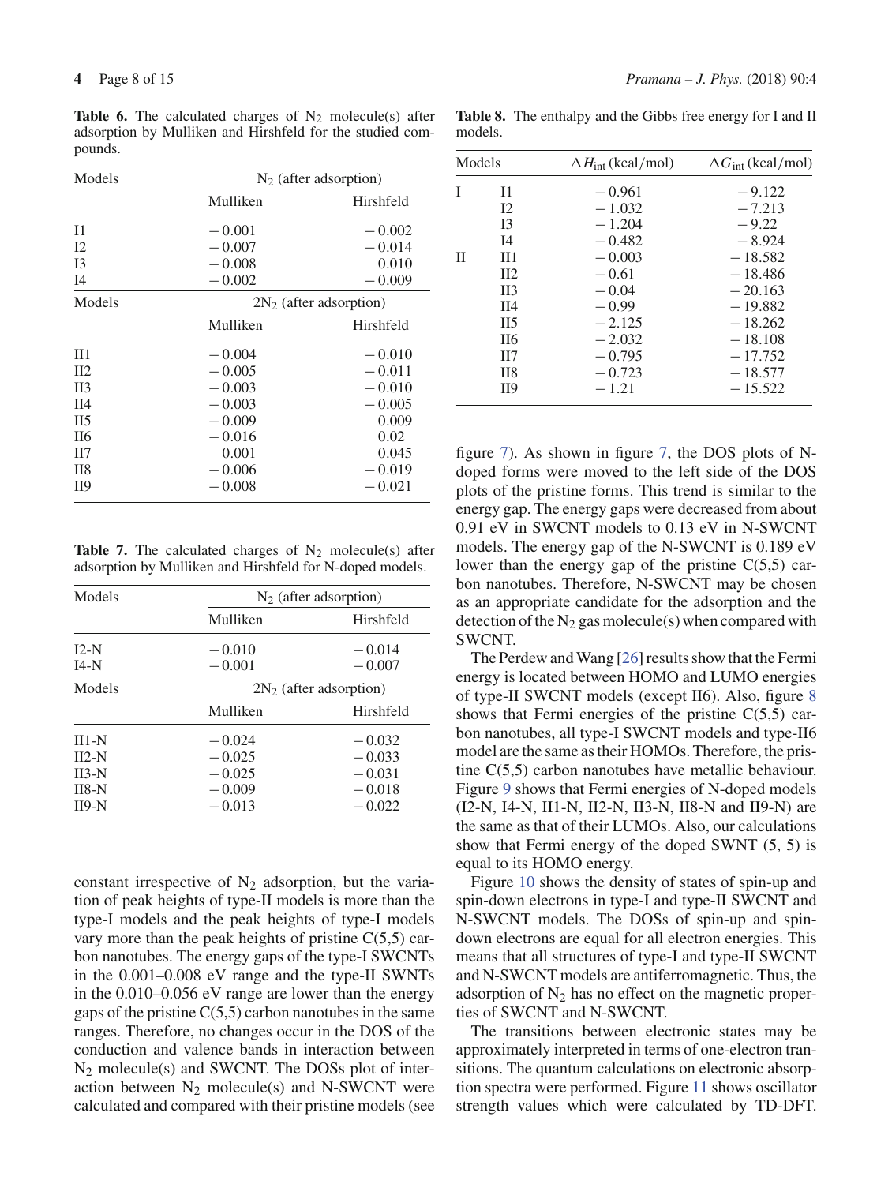**Table 6.** The calculated charges of $N_2$ molecule(s) after adsorption by Mulliken and Hirshfeld for the studied compounds.

| Models | $N_2$ (after adsorption) | |
|---|---|---|
| | Mulliken | Hirshfeld |
| I1 | − 0.001 | − 0.002 |
| I2 | − 0.007 | − 0.014 |
| I3 | − 0.008 | 0.010 |
| I4 | − 0.002 | − 0.009 |
| Models | $2N_2$ (after adsorption) | |
| | Mulliken | Hirshfeld |
| II1 | − 0.004 | − 0.010 |
| II2 | − 0.005 | − 0.011 |
| II3 | − 0.003 | − 0.010 |
| II4 | − 0.003 | − 0.005 |
| II5 | − 0.009 | 0.009 |
| II6 | − 0.016 | 0.02 |
| II7 | 0.001 | 0.045 |
| II8 | − 0.006 | − 0.019 |
| II9 | − 0.008 | − 0.021 |

**Table 7.** The calculated charges of $N_2$ molecule(s) after adsorption by Mulliken and Hirshfeld for N-doped models.

| Models | $N_2$ (after adsorption) | |
|---|---|---|
| | Mulliken | Hirshfeld |
| I2-N | − 0.010 | − 0.014 |
| I4-N | − 0.001 | − 0.007 |
| Models | $2N_2$ (after adsorption) | |
| | Mulliken | Hirshfeld |
| II1-N | − 0.024 | − 0.032 |
| II2-N | − 0.025 | − 0.033 |
| II3-N | − 0.025 | − 0.031 |
| II8-N | − 0.009 | − 0.018 |
| II9-N | − 0.013 | − 0.022 |

constant irrespective of $N_2$ adsorption, but the variation of peak heights of type-II models is more than the type-I models and the peak heights of type-I models vary more than the peak heights of pristine C(5,5) carbon nanotubes. The energy gaps of the type-I SWCNTs in the 0.001–0.008 eV range and the type-II SWNTs in the 0.010–0.056 eV range are lower than the energy gaps of the pristine C(5,5) carbon nanotubes in the same ranges. Therefore, no changes occur in the DOS of the conduction and valence bands in interaction between $N_2$ molecule(s) and SWCNT. The DOSs plot of interaction between $N_2$ molecule(s) and N-SWCNT were calculated and compared with their pristine models (see figure 7). As shown in figure 7, the DOS plots of N-doped forms were moved to the left side of the DOS plots of the pristine forms. This trend is similar to the energy gap. The energy gaps were decreased from about 0.91 eV in SWCNT models to 0.13 eV in N-SWCNT models. The energy gap of the N-SWCNT is 0.189 eV lower than the energy gap of the pristine C(5,5) carbon nanotubes. Therefore, N-SWCNT may be chosen as an appropriate candidate for the adsorption and the detection of the $N_2$ gas molecule(s) when compared with SWCNT.

**Table 8.** The enthalpy and the Gibbs free energy for I and II models.

| Models | | $\Delta H_{\text{int}}$ (kcal/mol) | $\Delta G_{\text{int}}$ (kcal/mol) |
|---|---|---|---|
| I | I1 | − 0.961 | − 9.122 |
| | I2 | − 1.032 | − 7.213 |
| | I3 | − 1.204 | − 9.22 |
| | I4 | − 0.482 | − 8.924 |
| II | II1 | − 0.003 | − 18.582 |
| | II2 | − 0.61 | − 18.486 |
| | II3 | − 0.04 | − 20.163 |
| | II4 | − 0.99 | − 19.882 |
| | II5 | − 2.125 | − 18.262 |
| | II6 | − 2.032 | − 18.108 |
| | II7 | − 0.795 | − 17.752 |
| | II8 | − 0.723 | − 18.577 |
| | II9 | − 1.21 | − 15.522 |

The Perdew and Wang [26] results show that the Fermi energy is located between HOMO and LUMO energies of type-II SWCNT models (except II6). Also, figure 8 shows that Fermi energies of the pristine C(5,5) carbon nanotubes, all type-I SWCNT models and type-II6 model are the same as their HOMOs. Therefore, the pristine C(5,5) carbon nanotubes have metallic behaviour. Figure 9 shows that Fermi energies of N-doped models (I2-N, I4-N, II1-N, II2-N, II3-N, II8-N and II9-N) are the same as that of their LUMOs. Also, our calculations show that Fermi energy of the doped SWNT (5, 5) is equal to its HOMO energy.

Figure 10 shows the density of states of spin-up and spin-down electrons in type-I and type-II SWCNT and N-SWCNT models. The DOSs of spin-up and spin-down electrons are equal for all electron energies. This means that all structures of type-I and type-II SWCNT and N-SWCNT models are antiferromagnetic. Thus, the adsorption of $N_2$ has no effect on the magnetic properties of SWCNT and N-SWCNT.

The transitions between electronic states may be approximately interpreted in terms of one-electron transitions. The quantum calculations on electronic absorption spectra were performed. Figure 11 shows oscillator strength values which were calculated by TD-DFT.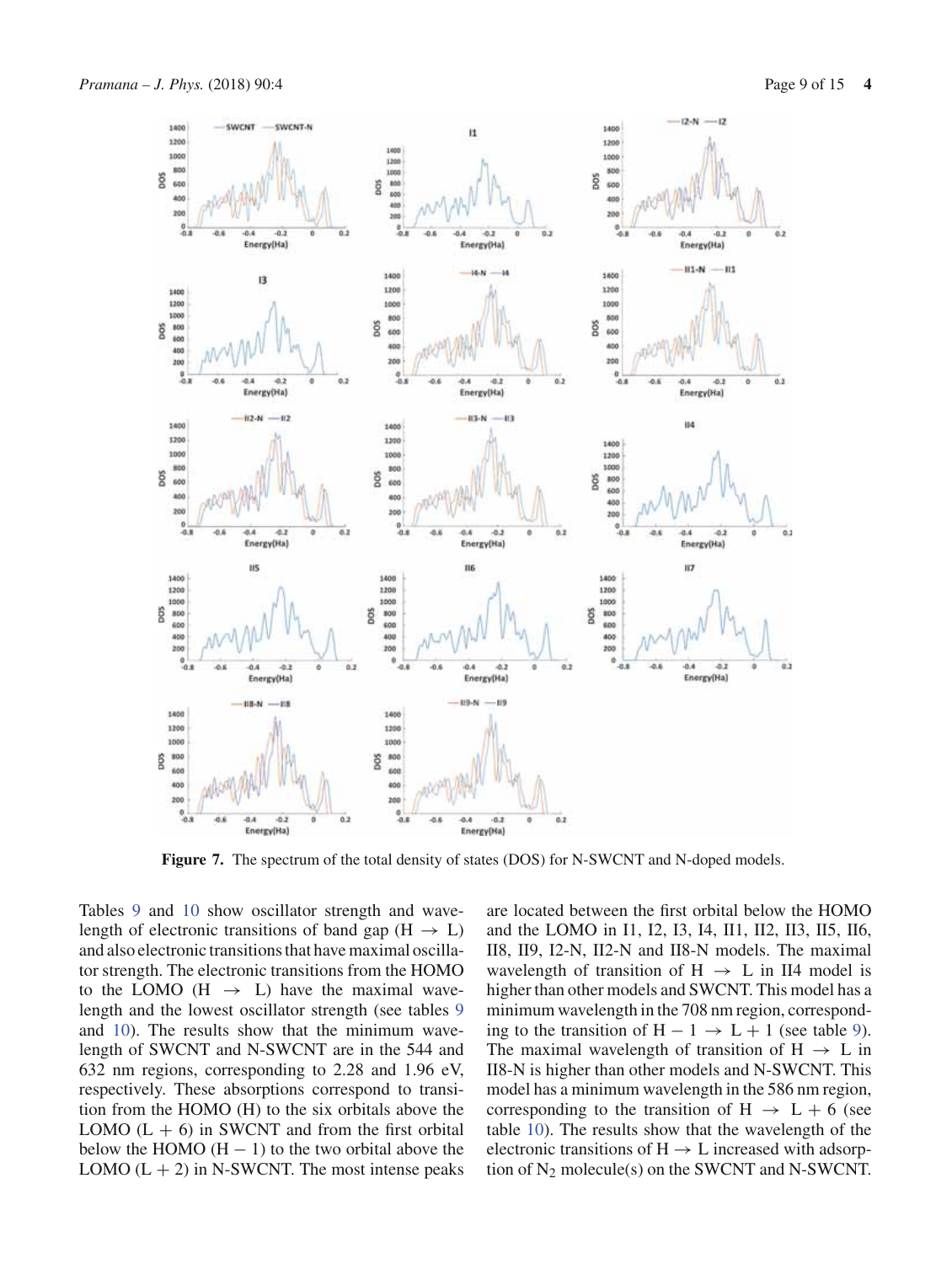**Figure 7.** The spectrum of the total density of states (DOS) for N-SWCNT and N-doped models.

Tables 9 and 10 show oscillator strength and wavelength of electronic transitions of band gap (H $\rightarrow$ L) and also electronic transitions that have maximal oscillator strength. The electronic transitions from the HOMO to the LOMO (H $\rightarrow$ L) have the maximal wavelength and the lowest oscillator strength (see tables 9 and 10). The results show that the minimum wavelength of SWCNT and N-SWCNT are in the 544 and 632 nm regions, corresponding to 2.28 and 1.96 eV, respectively. These absorptions correspond to transition from the HOMO (H) to the six orbitals above the LOMO (L + 6) in SWCNT and from the first orbital below the HOMO (H − 1) to the two orbital above the LOMO (L + 2) in N-SWCNT. The most intense peaks are located between the first orbital below the HOMO and the LOMO in I1, I2, I3, I4, II1, II2, II3, II5, II6, II8, II9, I2-N, II2-N and II8-N models. The maximal wavelength of transition of H $\rightarrow$ L in II4 model is higher than other models and SWCNT. This model has a minimum wavelength in the 708 nm region, corresponding to the transition of H − 1 $\rightarrow$ L + 1 (see table 9). The maximal wavelength of transition of H $\rightarrow$ L in II8-N is higher than other models and N-SWCNT. This model has a minimum wavelength in the 586 nm region, corresponding to the transition of H $\rightarrow$ L + 6 (see table 10). The results show that the wavelength of the electronic transitions of H $\rightarrow$ L increased with adsorption of $N_2$ molecule(s) on the SWCNT and N-SWCNT.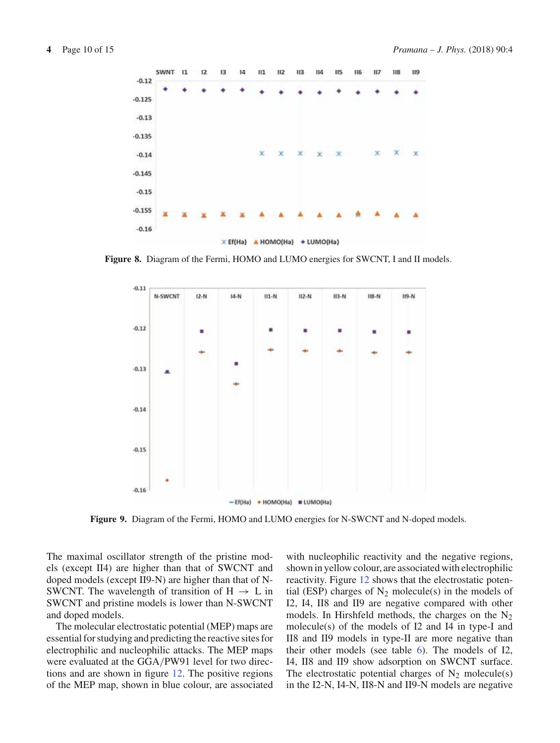Figure 8. Diagram of the Fermi, HOMO and LUMO energies for SWCNT, I and II models.

Figure 9. Diagram of the Fermi, HOMO and LUMO energies for N-SWCNT and N-doped models.

The maximal oscillator strength of the pristine models (except II4) are higher than that of SWCNT and doped models (except II9-N) are higher than that of N-SWCNT. The wavelength of transition of H $\rightarrow$ L in SWCNT and pristine models is lower than N-SWCNT and doped models.

The molecular electrostatic potential (MEP) maps are essential for studying and predicting the reactive sites for electrophilic and nucleophilic attacks. The MEP maps were evaluated at the GGA/PW91 level for two directions and are shown in figure 12. The positive regions of the MEP map, shown in blue colour, are associated with nucleophilic reactivity and the negative regions, shown in yellow colour, are associated with electrophilic reactivity. Figure 12 shows that the electrostatic potential (ESP) charges of $N_2$ molecule(s) in the models of I2, I4, II8 and II9 are negative compared with other models. In Hirshfeld methods, the charges on the $N_2$ molecule(s) of the models of I2 and I4 in type-I and II8 and II9 models in type-II are more negative than their other models (see table 6). The models of I2, I4, II8 and II9 show adsorption on SWCNT surface. The electrostatic potential charges of $N_2$ molecule(s) in the I2-N, I4-N, II8-N and II9-N models are negative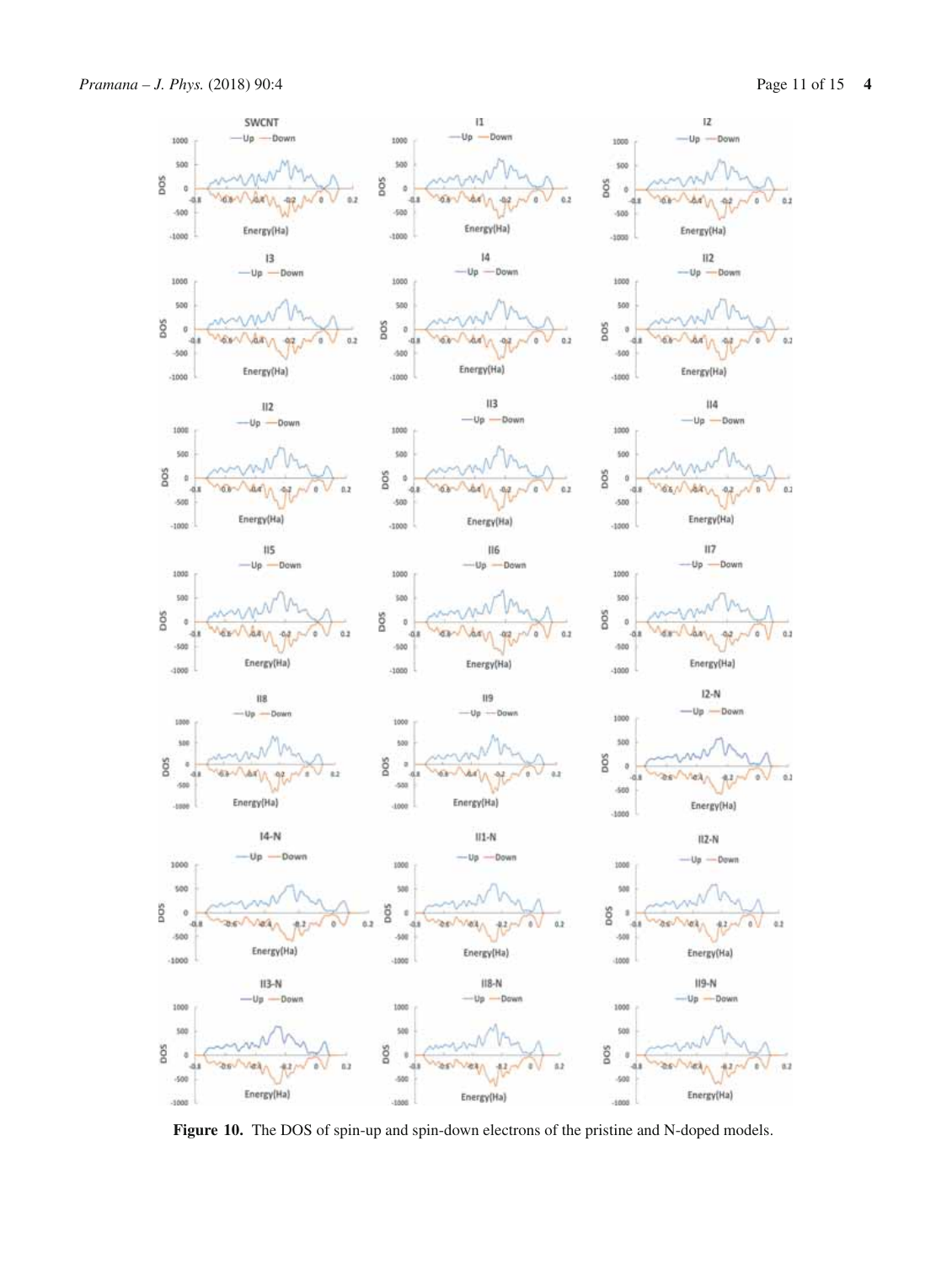**Figure 10.** The DOS of spin-up and spin-down electrons of the pristine and N-doped models.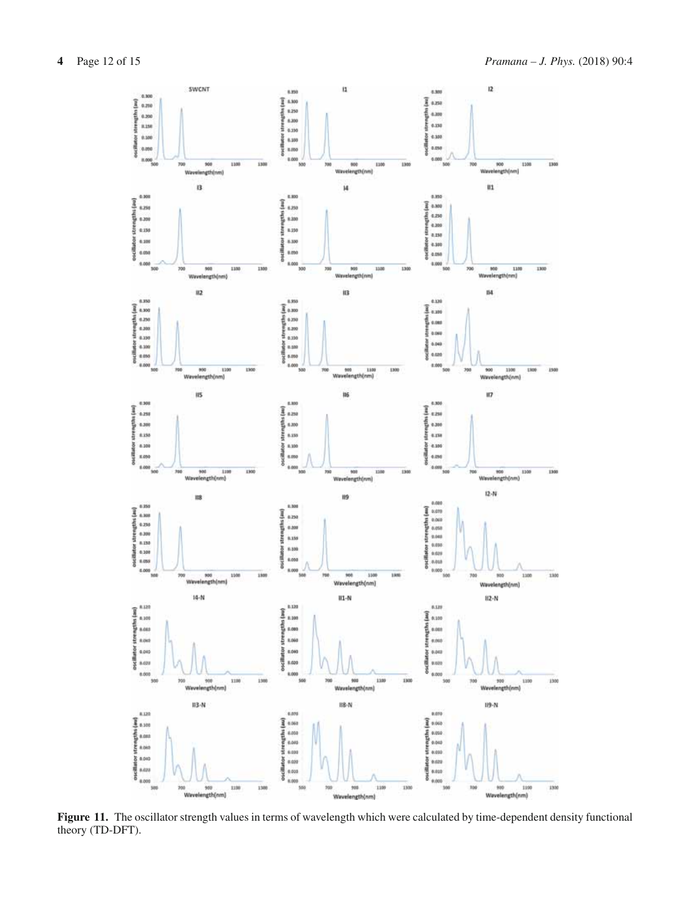**Figure 11.** The oscillator strength values in terms of wavelength which were calculated by time-dependent density functional theory (TD-DFT).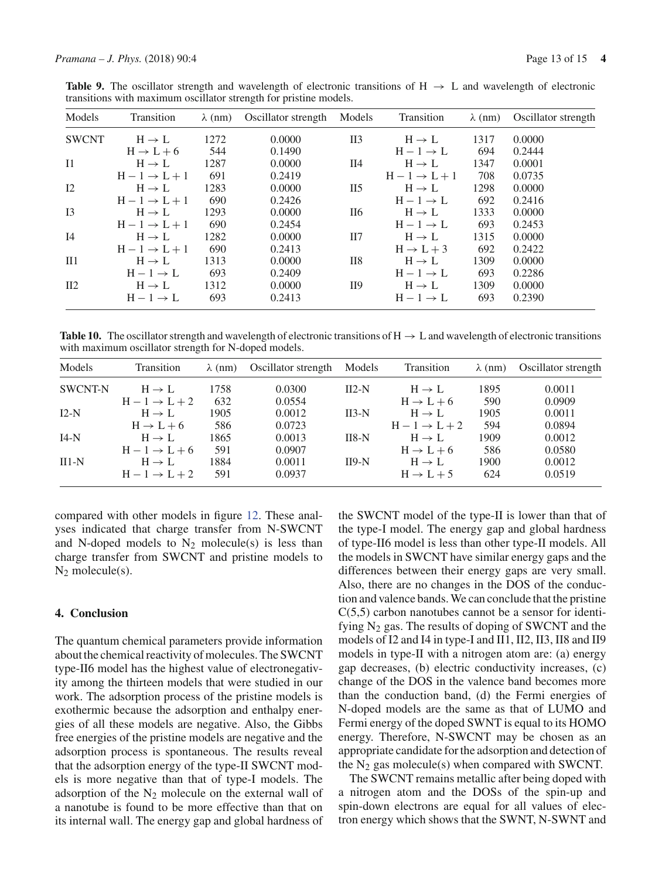**Table 9.** The oscillator strength and wavelength of electronic transitions of H $\rightarrow$ L and wavelength of electronic transitions with maximum oscillator strength for pristine models.

| Models | Transition | $\lambda$ (nm) | Oscillator strength | Models | Transition | $\lambda$ (nm) | Oscillator strength |
|---|---|---|---|---|---|---|---|
| SWCNT | $H \rightarrow L$ | 1272 | 0.0000 | II3 | $H \rightarrow L$ | 1317 | 0.0000 |
| | $H \rightarrow L+6$ | 544 | 0.1490 | | $H-1 \rightarrow L$ | 694 | 0.2444 |
| I1 | $H \rightarrow L$ | 1287 | 0.0000 | II4 | $H \rightarrow L$ | 1347 | 0.0001 |
| | $H-1 \rightarrow L+1$ | 691 | 0.2419 | | $H-1 \rightarrow L+1$ | 708 | 0.0735 |
| I2 | $H \rightarrow L$ | 1283 | 0.0000 | II5 | $H \rightarrow L$ | 1298 | 0.0000 |
| | $H-1 \rightarrow L+1$ | 690 | 0.2426 | | $H-1 \rightarrow L$ | 692 | 0.2416 |
| I3 | $H \rightarrow L$ | 1293 | 0.0000 | II6 | $H \rightarrow L$ | 1333 | 0.0000 |
| | $H-1 \rightarrow L+1$ | 690 | 0.2454 | | $H-1 \rightarrow L$ | 693 | 0.2453 |
| I4 | $H \rightarrow L$ | 1282 | 0.0000 | II7 | $H \rightarrow L$ | 1315 | 0.0000 |
| | $H-1 \rightarrow L+1$ | 690 | 0.2413 | | $H \rightarrow L+3$ | 692 | 0.2422 |
| II1 | $H \rightarrow L$ | 1313 | 0.0000 | II8 | $H \rightarrow L$ | 1309 | 0.0000 |
| | $H-1 \rightarrow L$ | 693 | 0.2409 | | $H-1 \rightarrow L$ | 693 | 0.2286 |
| II2 | $H \rightarrow L$ | 1312 | 0.0000 | II9 | $H \rightarrow L$ | 1309 | 0.0000 |
| | $H-1 \rightarrow L$ | 693 | 0.2413 | | $H-1 \rightarrow L$ | 693 | 0.2390 |

**Table 10.** The oscillator strength and wavelength of electronic transitions of H $\rightarrow$ L and wavelength of electronic transitions with maximum oscillator strength for N-doped models.

| Models | Transition | $\lambda$ (nm) | Oscillator strength | Models | Transition | $\lambda$ (nm) | Oscillator strength |
|---|---|---|---|---|---|---|---|
| SWCNT-N | $H \rightarrow L$ | 1758 | 0.0300 | II2-N | $H \rightarrow L$ | 1895 | 0.0011 |
| | $H-1 \rightarrow L+2$ | 632 | 0.0554 | | $H \rightarrow L+6$ | 590 | 0.0909 |
| I2-N | $H \rightarrow L$ | 1905 | 0.0012 | II3-N | $H \rightarrow L$ | 1905 | 0.0011 |
| | $H \rightarrow L+6$ | 586 | 0.0723 | | $H-1 \rightarrow L+2$ | 594 | 0.0894 |
| I4-N | $H \rightarrow L$ | 1865 | 0.0013 | II8-N | $H \rightarrow L$ | 1909 | 0.0012 |
| | $H-1 \rightarrow L+6$ | 591 | 0.0907 | | $H \rightarrow L+6$ | 586 | 0.0580 |
| II1-N | $H \rightarrow L$ | 1884 | 0.0011 | II9-N | $H \rightarrow L$ | 1900 | 0.0012 |
| | $H-1 \rightarrow L+2$ | 591 | 0.0937 | | $H \rightarrow L+5$ | 624 | 0.0519 |

compared with other models in figure 12. These analyses indicated that charge transfer from N-SWCNT and N-doped models to $N_2$ molecule(s) is less than charge transfer from SWCNT and pristine models to $N_2$ molecule(s).

## 4. Conclusion

The quantum chemical parameters provide information about the chemical reactivity of molecules. The SWCNT type-II6 model has the highest value of electronegativity among the thirteen models that were studied in our work. The adsorption process of the pristine models is exothermic because the adsorption and enthalpy energies of all these models are negative. Also, the Gibbs free energies of the pristine models are negative and the adsorption process is spontaneous. The results reveal that the adsorption energy of the type-II SWCNT models is more negative than that of type-I models. The adsorption of the $N_2$ molecule on the external wall of a nanotube is found to be more effective than that on its internal wall. The energy gap and global hardness of the SWCNT model of the type-II is lower than that of the type-I model. The energy gap and global hardness of type-II6 model is less than other type-II models. All the models in SWCNT have similar energy gaps and the differences between their energy gaps are very small. Also, there are no changes in the DOS of the conduction and valence bands. We can conclude that the pristine C(5,5) carbon nanotubes cannot be a sensor for identifying $N_2$ gas. The results of doping of SWCNT and the models of I2 and I4 in type-I and II1, II2, II3, II8 and II9 models in type-II with a nitrogen atom are: (a) energy gap decreases, (b) electric conductivity increases, (c) change of the DOS in the valence band becomes more than the conduction band, (d) the Fermi energies of N-doped models are the same as that of LUMO and Fermi energy of the doped SWNT is equal to its HOMO energy. Therefore, N-SWCNT may be chosen as an appropriate candidate for the adsorption and detection of the $N_2$ gas molecule(s) when compared with SWCNT.

The SWCNT remains metallic after being doped with a nitrogen atom and the DOSs of the spin-up and spin-down electrons are equal for all values of electron energy which shows that the SWNT, N-SWNT and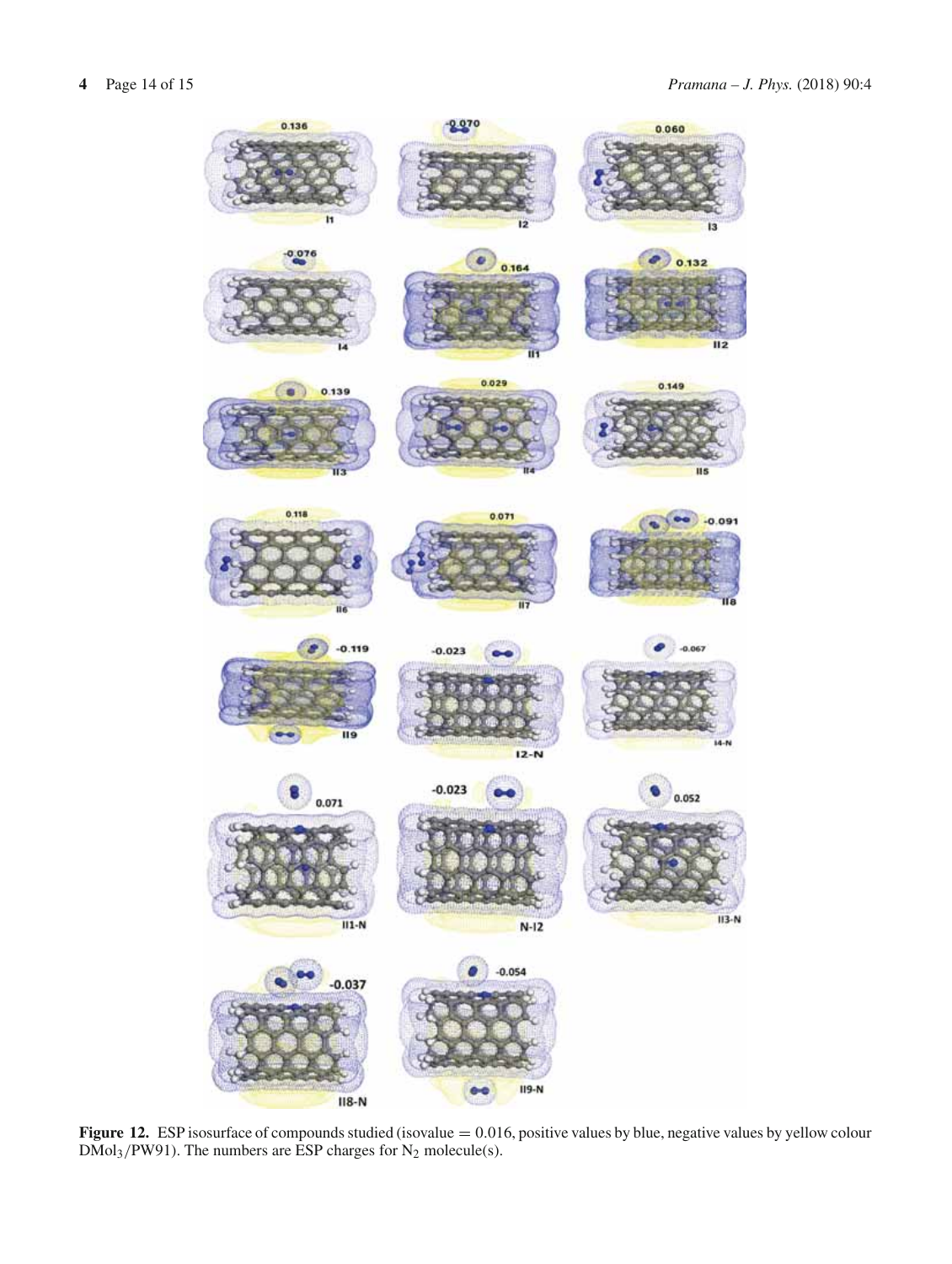**Figure 12.** ESP isosurface of compounds studied (isovalue = 0.016, positive values by blue, negative values by yellow colour DMol$_3$/PW91). The numbers are ESP charges for $N_2$ molecule(s).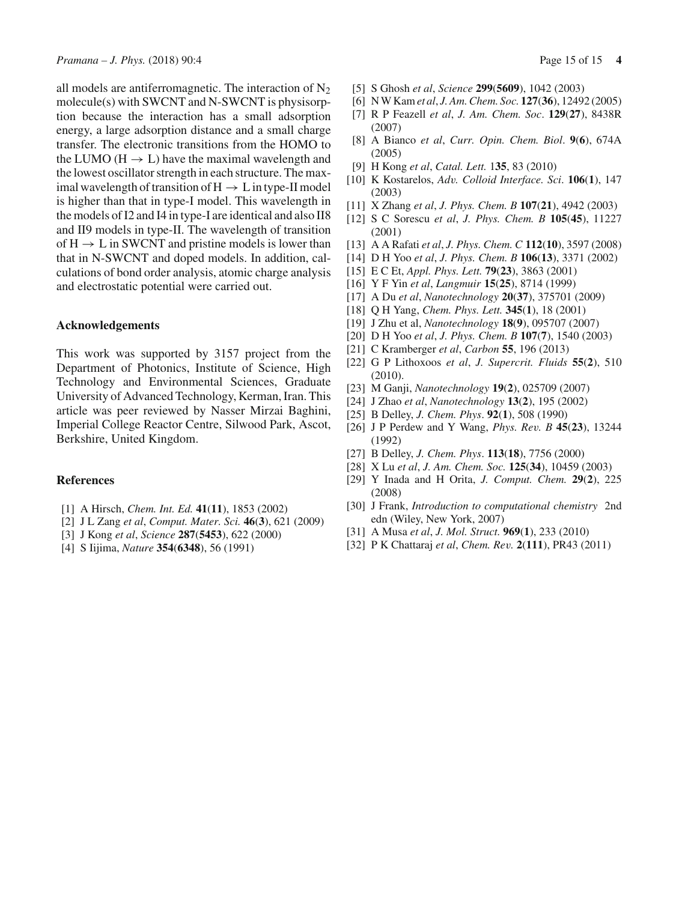all models are antiferromagnetic. The interaction of $N_2$ molecule(s) with SWCNT and N-SWCNT is physisorption because the interaction has a small adsorption energy, a large adsorption distance and a small charge transfer. The electronic transitions from the HOMO to the LUMO (H $\rightarrow$ L) have the maximal wavelength and the lowest oscillator strength in each structure. The maximal wavelength of transition of H $\rightarrow$ L in type-II model is higher than that in type-I model. This wavelength in the models of I2 and I4 in type-I are identical and also II8 and II9 models in type-II. The wavelength of transition of H $\rightarrow$ L in SWCNT and pristine models is lower than that in N-SWCNT and doped models. In addition, calculations of bond order analysis, atomic charge analysis and electrostatic potential were carried out.

## Acknowledgements

This work was supported by 3157 project from the Department of Photonics, Institute of Science, High Technology and Environmental Sciences, Graduate University of Advanced Technology, Kerman, Iran. This article was peer reviewed by Nasser Mirzai Baghini, Imperial College Reactor Centre, Silwood Park, Ascot, Berkshire, United Kingdom.

## References

[1] A Hirsch, *Chem. Int. Ed.* **41**(**11**), 1853 (2002)
[2] J L Zang *et al*, *Comput. Mater. Sci.* **46**(**3**), 621 (2009)
[3] J Kong *et al*, *Science* **287**(**5453**), 622 (2000)
[4] S Iijima, *Nature* **354**(**6348**), 56 (1991)
[5] S Ghosh *et al*, *Science* **299**(**5609**), 1042 (2003)
[6] N W Kam *et al*, *J. Am. Chem. Soc.* **127**(**36**), 12492 (2005)
[7] R P Feazell *et al*, *J. Am. Chem. Soc*. **129**(**27**), 8438R (2007)
[8] A Bianco *et al*, *Curr. Opin. Chem. Biol*. **9**(**6**), 674A (2005)
[9] H Kong *et al*, *Catal. Lett.* 1**35**, 83 (2010)
[10] K Kostarelos, *Adv. Colloid Interface. Sci*. **106**(**1**), 147 (2003)
[11] X Zhang *et al*, *J. Phys. Chem. B* **107**(**21**), 4942 (2003)
[12] S C Sorescu *et al*, *J. Phys. Chem. B* **105**(**45**), 11227 (2001)
[13] A A Rafati *et al*, *J. Phys. Chem. C* **112**(**10**), 3597 (2008)
[14] D H Yoo *et al*, *J. Phys. Chem. B* **106**(**13**), 3371 (2002)
[15] E C Et, *Appl. Phys. Lett.* **79**(**23**), 3863 (2001)
[16] Y F Yin *et al*, *Langmuir* **15**(**25**), 8714 (1999)
[17] A Du *et al*, *Nanotechnology* **20**(**37**), 375701 (2009)
[18] Q H Yang, *Chem. Phys. Lett.* **345**(**1**), 18 (2001)
[19] J Zhu et al, *Nanotechnology* **18**(**9**), 095707 (2007)
[20] D H Yoo *et al*, *J. Phys. Chem. B* **107**(**7**), 1540 (2003)
[21] C Kramberger *et al*, *Carbon* **55**, 196 (2013)
[22] G P Lithoxoos *et al*, *J. Supercrit. Fluids* **55**(**2**), 510 (2010).
[23] M Ganji, *Nanotechnology* **19**(**2**), 025709 (2007)
[24] J Zhao *et al*, *Nanotechnology* **13**(**2**), 195 (2002)
[25] B Delley, *J. Chem. Phys*. **92**(**1**), 508 (1990)
[26] J P Perdew and Y Wang, *Phys. Rev. B* **45**(**23**), 13244 (1992)
[27] B Delley, *J. Chem. Phys*. **113**(**18**), 7756 (2000)
[28] X Lu *et al*, *J. Am. Chem. Soc.* **125**(**34**), 10459 (2003)
[29] Y Inada and H Orita, *J. Comput. Chem.* **29**(**2**), 225 (2008)
[30] J Frank, *Introduction to computational chemistry* 2nd edn (Wiley, New York, 2007)
[31] A Musa *et al*, *J. Mol. Struct.* **969**(**1**), 233 (2010)
[32] P K Chattaraj *et al*, *Chem. Rev.* **2**(**111**), PR43 (2011)